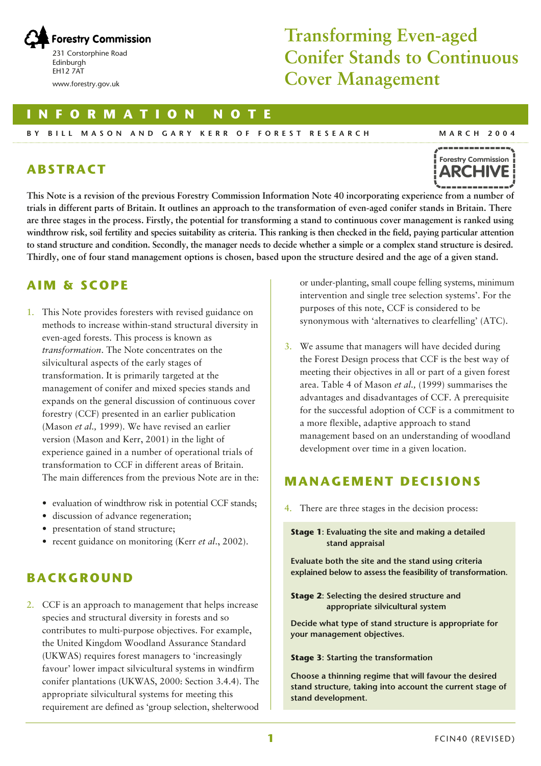Forestry Commission
231 Corstorphine Road
Edinburgh
EH12 7AT
www.forestry.gov.uk

# Transforming Even-aged Conifer Stands to Continuous Cover Management

INFORMATION NOTE

BY BILL MASON AND GARY KERR OF FOREST RESEARCH — MARCH 2004

Forestry Commission ARCHIVE

## ABSTRACT

**This Note is a revision of the previous Forestry Commission Information Note 40 incorporating experience from a number of trials in different parts of Britain. It outlines an approach to the transformation of even-aged conifer stands in Britain. There are three stages in the process. Firstly, the potential for transforming a stand to continuous cover management is ranked using windthrow risk, soil fertility and species suitability as criteria. This ranking is then checked in the field, paying particular attention to stand structure and condition. Secondly, the manager needs to decide whether a simple or a complex stand structure is desired. Thirdly, one of four stand management options is chosen, based upon the structure desired and the age of a given stand.**

## AIM & SCOPE

1. This Note provides foresters with revised guidance on methods to increase within-stand structural diversity in even-aged forests. This process is known as *transformation*. The Note concentrates on the silvicultural aspects of the early stages of transformation. It is primarily targeted at the management of conifer and mixed species stands and expands on the general discussion of continuous cover forestry (CCF) presented in an earlier publication (Mason *et al.,* 1999). We have revised an earlier version (Mason and Kerr, 2001) in the light of experience gained in a number of operational trials of transformation to CCF in different areas of Britain. The main differences from the previous Note are in the:

   - evaluation of windthrow risk in potential CCF stands;
   - discussion of advance regeneration;
   - presentation of stand structure;
   - recent guidance on monitoring (Kerr *et al*., 2002).

## BACKGROUND

2. CCF is an approach to management that helps increase species and structural diversity in forests and so contributes to multi-purpose objectives. For example, the United Kingdom Woodland Assurance Standard (UKWAS) requires forest managers to 'increasingly favour' lower impact silvicultural systems in windfirm conifer plantations (UKWAS, 2000: Section 3.4.4). The appropriate silvicultural systems for meeting this requirement are defined as 'group selection, shelterwood or under-planting, small coupe felling systems, minimum intervention and single tree selection systems'. For the purposes of this note, CCF is considered to be synonymous with 'alternatives to clearfelling' (ATC).

3. We assume that managers will have decided during the Forest Design process that CCF is the best way of meeting their objectives in all or part of a given forest area. Table 4 of Mason *et al.,* (1999) summarises the advantages and disadvantages of CCF. A prerequisite for the successful adoption of CCF is a commitment to a more flexible, adaptive approach to stand management based on an understanding of woodland development over time in a given location.

## MANAGEMENT DECISIONS

4. There are three stages in the decision process:

**Stage 1**: **Evaluating the site and making a detailed stand appraisal**

**Evaluate both the site and the stand using criteria explained below to assess the feasibility of transformation.**

**Stage 2**: **Selecting the desired structure and appropriate silvicultural system**

**Decide what type of stand structure is appropriate for your management objectives.**

**Stage 3**: **Starting the transformation**

**Choose a thinning regime that will favour the desired stand structure, taking into account the current stage of stand development.**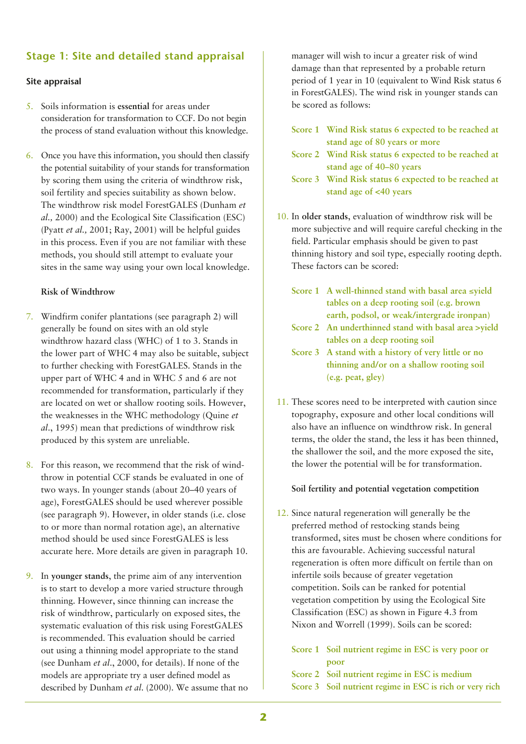## Stage 1: Site and detailed stand appraisal

### Site appraisal

5. Soils information is **essential** for areas under consideration for transformation to CCF. Do not begin the process of stand evaluation without this knowledge.

6. Once you have this information, you should then classify the potential suitability of your stands for transformation by scoring them using the criteria of windthrow risk, soil fertility and species suitability as shown below. The windthrow risk model ForestGALES (Dunham *et al.,* 2000) and the Ecological Site Classification (ESC) (Pyatt *et al.,* 2001; Ray, 2001) will be helpful guides in this process. Even if you are not familiar with these methods, you should still attempt to evaluate your sites in the same way using your own local knowledge.

#### Risk of Windthrow

7. Windfirm conifer plantations (see paragraph 2) will generally be found on sites with an old style windthrow hazard class (WHC) of 1 to 3. Stands in the lower part of WHC 4 may also be suitable, subject to further checking with ForestGALES. Stands in the upper part of WHC 4 and in WHC 5 and 6 are not recommended for transformation, particularly if they are located on wet or shallow rooting soils. However, the weaknesses in the WHC methodology (Quine *et al*., 1995) mean that predictions of windthrow risk produced by this system are unreliable.

8. For this reason, we recommend that the risk of windthrow in potential CCF stands be evaluated in one of two ways. In younger stands (about 20–40 years of age), ForestGALES should be used wherever possible (see paragraph 9). However, in older stands (i.e. close to or more than normal rotation age), an alternative method should be used since ForestGALES is less accurate here. More details are given in paragraph 10.

9. In **younger stands**, the prime aim of any intervention is to start to develop a more varied structure through thinning. However, since thinning can increase the risk of windthrow, particularly on exposed sites, the systematic evaluation of this risk using ForestGALES is recommended. This evaluation should be carried out using a thinning model appropriate to the stand (see Dunham *et al*., 2000, for details). If none of the models are appropriate try a user defined model as described by Dunham *et al*. (2000). We assume that no manager will wish to incur a greater risk of wind damage than that represented by a probable return period of 1 year in 10 (equivalent to Wind Risk status 6 in ForestGALES). The wind risk in younger stands can be scored as follows:

   - Score 1 Wind Risk status 6 expected to be reached at stand age of 80 years or more
   - Score 2 Wind Risk status 6 expected to be reached at stand age of 40–80 years
   - Score 3 Wind Risk status 6 expected to be reached at stand age of <40 years

10. In **older stands**, evaluation of windthrow risk will be more subjective and will require careful checking in the field. Particular emphasis should be given to past thinning history and soil type, especially rooting depth. These factors can be scored:

    - Score 1 A well-thinned stand with basal area ≤yield tables on a deep rooting soil (e.g. brown earth, podsol, or weak/intergrade ironpan)
    - Score 2 An underthinned stand with basal area >yield tables on a deep rooting soil
    - Score 3 A stand with a history of very little or no thinning and/or on a shallow rooting soil (e.g. peat, gley)

11. These scores need to be interpreted with caution since topography, exposure and other local conditions will also have an influence on windthrow risk. In general terms, the older the stand, the less it has been thinned, the shallower the soil, and the more exposed the site, the lower the potential will be for transformation.

#### Soil fertility and potential vegetation competition

12. Since natural regeneration will generally be the preferred method of restocking stands being transformed, sites must be chosen where conditions for this are favourable. Achieving successful natural regeneration is often more difficult on fertile than on infertile soils because of greater vegetation competition. Soils can be ranked for potential vegetation competition by using the Ecological Site Classification (ESC) as shown in Figure 4.3 from Nixon and Worrell (1999). Soils can be scored:

    - Score 1 Soil nutrient regime in ESC is very poor or poor
    - Score 2 Soil nutrient regime in ESC is medium
    - Score 3 Soil nutrient regime in ESC is rich or very rich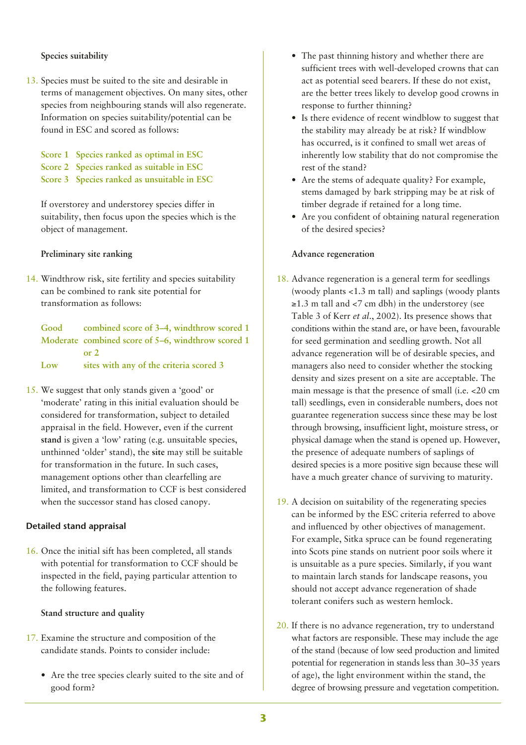### Species suitability

13. Species must be suited to the site and desirable in terms of management objectives. On many sites, other species from neighbouring stands will also regenerate. Information on species suitability/potential can be found in ESC and scored as follows:

| | |
|---|---|
| Score 1 | Species ranked as optimal in ESC |
| Score 2 | Species ranked as suitable in ESC |
| Score 3 | Species ranked as unsuitable in ESC |

If overstorey and understorey species differ in suitability, then focus upon the species which is the object of management.

### Preliminary site ranking

14. Windthrow risk, site fertility and species suitability can be combined to rank site potential for transformation as follows:

| | |
|---|---|
| Good | combined score of 3–4, windthrow scored 1 |
| Moderate | combined score of 5–6, windthrow scored 1 or 2 |
| Low | sites with any of the criteria scored 3 |

15. We suggest that only stands given a 'good' or 'moderate' rating in this initial evaluation should be considered for transformation, subject to detailed appraisal in the field. However, even if the current **stand** is given a 'low' rating (e.g. unsuitable species, unthinned 'older' stand), the **site** may still be suitable for transformation in the future. In such cases, management options other than clearfelling are limited, and transformation to CCF is best considered when the successor stand has closed canopy.

## Detailed stand appraisal

16. Once the initial sift has been completed, all stands with potential for transformation to CCF should be inspected in the field, paying particular attention to the following features.

### Stand structure and quality

17. Examine the structure and composition of the candidate stands. Points to consider include:

- Are the tree species clearly suited to the site and of good form?
- The past thinning history and whether there are sufficient trees with well-developed crowns that can act as potential seed bearers. If these do not exist, are the better trees likely to develop good crowns in response to further thinning?
- Is there evidence of recent windblow to suggest that the stability may already be at risk? If windblow has occurred, is it confined to small wet areas of inherently low stability that do not compromise the rest of the stand?
- Are the stems of adequate quality? For example, stems damaged by bark stripping may be at risk of timber degrade if retained for a long time.
- Are you confident of obtaining natural regeneration of the desired species?

### Advance regeneration

18. Advance regeneration is a general term for seedlings (woody plants <1.3 m tall) and saplings (woody plants ≥1.3 m tall and <7 cm dbh) in the understorey (see Table 3 of Kerr *et al*., 2002). Its presence shows that conditions within the stand are, or have been, favourable for seed germination and seedling growth. Not all advance regeneration will be of desirable species, and managers also need to consider whether the stocking density and sizes present on a site are acceptable. The main message is that the presence of small (i.e. <20 cm tall) seedlings, even in considerable numbers, does not guarantee regeneration success since these may be lost through browsing, insufficient light, moisture stress, or physical damage when the stand is opened up. However, the presence of adequate numbers of saplings of desired species is a more positive sign because these will have a much greater chance of surviving to maturity.

19. A decision on suitability of the regenerating species can be informed by the ESC criteria referred to above and influenced by other objectives of management. For example, Sitka spruce can be found regenerating into Scots pine stands on nutrient poor soils where it is unsuitable as a pure species. Similarly, if you want to maintain larch stands for landscape reasons, you should not accept advance regeneration of shade tolerant conifers such as western hemlock.

20. If there is no advance regeneration, try to understand what factors are responsible. These may include the age of the stand (because of low seed production and limited potential for regeneration in stands less than 30–35 years of age), the light environment within the stand, the degree of browsing pressure and vegetation competition.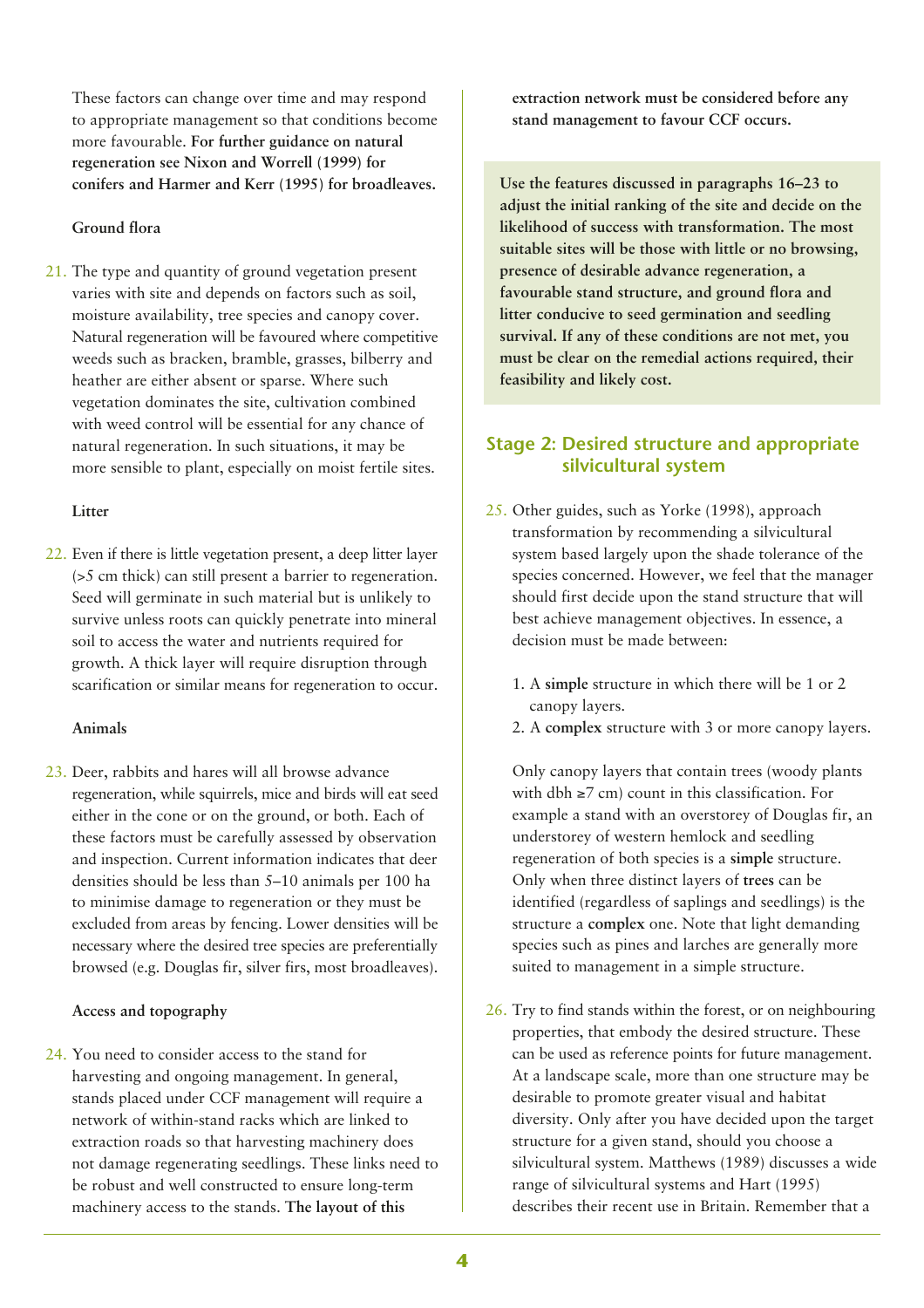These factors can change over time and may respond to appropriate management so that conditions become more favourable. **For further guidance on natural regeneration see Nixon and Worrell (1999) for conifers and Harmer and Kerr (1995) for broadleaves.**

#### Ground flora

21. The type and quantity of ground vegetation present varies with site and depends on factors such as soil, moisture availability, tree species and canopy cover. Natural regeneration will be favoured where competitive weeds such as bracken, bramble, grasses, bilberry and heather are either absent or sparse. Where such vegetation dominates the site, cultivation combined with weed control will be essential for any chance of natural regeneration. In such situations, it may be more sensible to plant, especially on moist fertile sites.

#### Litter

22. Even if there is little vegetation present, a deep litter layer (>5 cm thick) can still present a barrier to regeneration. Seed will germinate in such material but is unlikely to survive unless roots can quickly penetrate into mineral soil to access the water and nutrients required for growth. A thick layer will require disruption through scarification or similar means for regeneration to occur.

#### Animals

23. Deer, rabbits and hares will all browse advance regeneration, while squirrels, mice and birds will eat seed either in the cone or on the ground, or both. Each of these factors must be carefully assessed by observation and inspection. Current information indicates that deer densities should be less than 5–10 animals per 100 ha to minimise damage to regeneration or they must be excluded from areas by fencing. Lower densities will be necessary where the desired tree species are preferentially browsed (e.g. Douglas fir, silver firs, most broadleaves).

#### Access and topography

24. You need to consider access to the stand for harvesting and ongoing management. In general, stands placed under CCF management will require a network of within-stand racks which are linked to extraction roads so that harvesting machinery does not damage regenerating seedlings. These links need to be robust and well constructed to ensure long-term machinery access to the stands. **The layout of this extraction network must be considered before any stand management to favour CCF occurs.**

**Use the features discussed in paragraphs 16–23 to adjust the initial ranking of the site and decide on the likelihood of success with transformation. The most suitable sites will be those with little or no browsing, presence of desirable advance regeneration, a favourable stand structure, and ground flora and litter conducive to seed germination and seedling survival. If any of these conditions are not met, you must be clear on the remedial actions required, their feasibility and likely cost.**

## Stage 2: Desired structure and appropriate silvicultural system

25. Other guides, such as Yorke (1998), approach transformation by recommending a silvicultural system based largely upon the shade tolerance of the species concerned. However, we feel that the manager should first decide upon the stand structure that will best achieve management objectives. In essence, a decision must be made between:

    1. A **simple** structure in which there will be 1 or 2 canopy layers.
    2. A **complex** structure with 3 or more canopy layers.

    Only canopy layers that contain trees (woody plants with dbh ≥7 cm) count in this classification. For example a stand with an overstorey of Douglas fir, an understorey of western hemlock and seedling regeneration of both species is a **simple** structure. Only when three distinct layers of **trees** can be identified (regardless of saplings and seedlings) is the structure a **complex** one. Note that light demanding species such as pines and larches are generally more suited to management in a simple structure.

26. Try to find stands within the forest, or on neighbouring properties, that embody the desired structure. These can be used as reference points for future management. At a landscape scale, more than one structure may be desirable to promote greater visual and habitat diversity. Only after you have decided upon the target structure for a given stand, should you choose a silvicultural system. Matthews (1989) discusses a wide range of silvicultural systems and Hart (1995) describes their recent use in Britain. Remember that a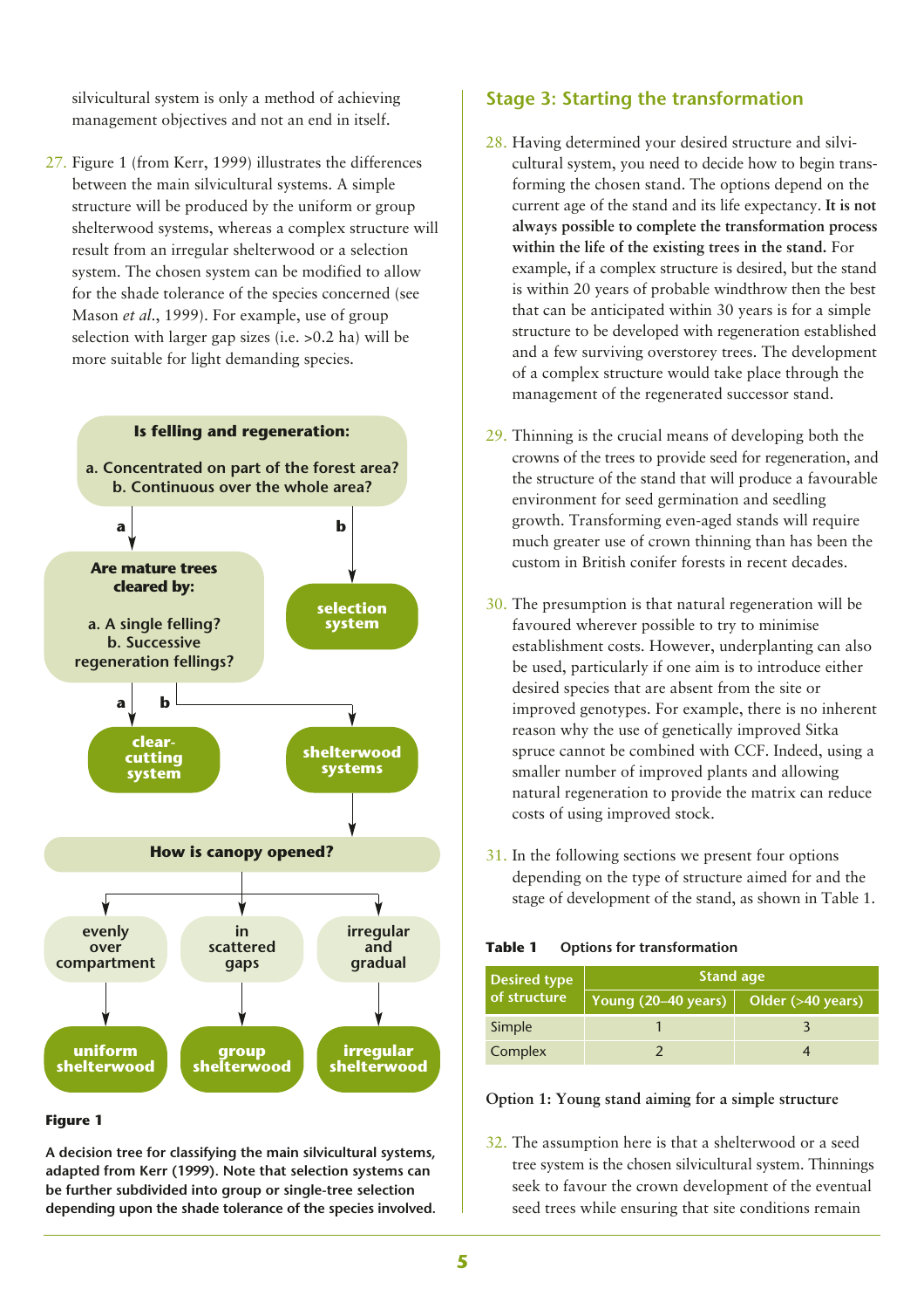silvicultural system is only a method of achieving management objectives and not an end in itself.

27. Figure 1 (from Kerr, 1999) illustrates the differences between the main silvicultural systems. A simple structure will be produced by the uniform or group shelterwood systems, whereas a complex structure will result from an irregular shelterwood or a selection system. The chosen system can be modified to allow for the shade tolerance of the species concerned (see Mason *et al*., 1999). For example, use of group selection with larger gap sizes (i.e. >0.2 ha) will be more suitable for light demanding species.

**Is felling and regeneration:**

**a. Concentrated on part of the forest area?**
**b. Continuous over the whole area?**

a → **Are mature trees cleared by:**
- **a. A single felling?** → **clear-cutting system**
- **b. Successive regeneration fellings?** → **shelterwood systems**

b → **selection system**

**shelterwood systems** → **How is canopy opened?**
- **evenly over compartment** → **uniform shelterwood**
- **in scattered gaps** → **group shelterwood**
- **irregular and gradual** → **irregular shelterwood**

**Figure 1**

**A decision tree for classifying the main silvicultural systems, adapted from Kerr (1999). Note that selection systems can be further subdivided into group or single-tree selection depending upon the shade tolerance of the species involved.**

## Stage 3: Starting the transformation

28. Having determined your desired structure and silvicultural system, you need to decide how to begin transforming the chosen stand. The options depend on the current age of the stand and its life expectancy. **It is not always possible to complete the transformation process within the life of the existing trees in the stand.** For example, if a complex structure is desired, but the stand is within 20 years of probable windthrow then the best that can be anticipated within 30 years is for a simple structure to be developed with regeneration established and a few surviving overstorey trees. The development of a complex structure would take place through the management of the regenerated successor stand.

29. Thinning is the crucial means of developing both the crowns of the trees to provide seed for regeneration, and the structure of the stand that will produce a favourable environment for seed germination and seedling growth. Transforming even-aged stands will require much greater use of crown thinning than has been the custom in British conifer forests in recent decades.

30. The presumption is that natural regeneration will be favoured wherever possible to try to minimise establishment costs. However, underplanting can also be used, particularly if one aim is to introduce either desired species that are absent from the site or improved genotypes. For example, there is no inherent reason why the use of genetically improved Sitka spruce cannot be combined with CCF. Indeed, using a smaller number of improved plants and allowing natural regeneration to provide the matrix can reduce costs of using improved stock.

31. In the following sections we present four options depending on the type of structure aimed for and the stage of development of the stand, as shown in Table 1.

**Table 1** Options for transformation

| Desired type of structure | Stand age | |
|---|---|---|
| | Young (20–40 years) | Older (>40 years) |
| Simple | 1 | 3 |
| Complex | 2 | 4 |

### Option 1: Young stand aiming for a simple structure

32. The assumption here is that a shelterwood or a seed tree system is the chosen silvicultural system. Thinnings seek to favour the crown development of the eventual seed trees while ensuring that site conditions remain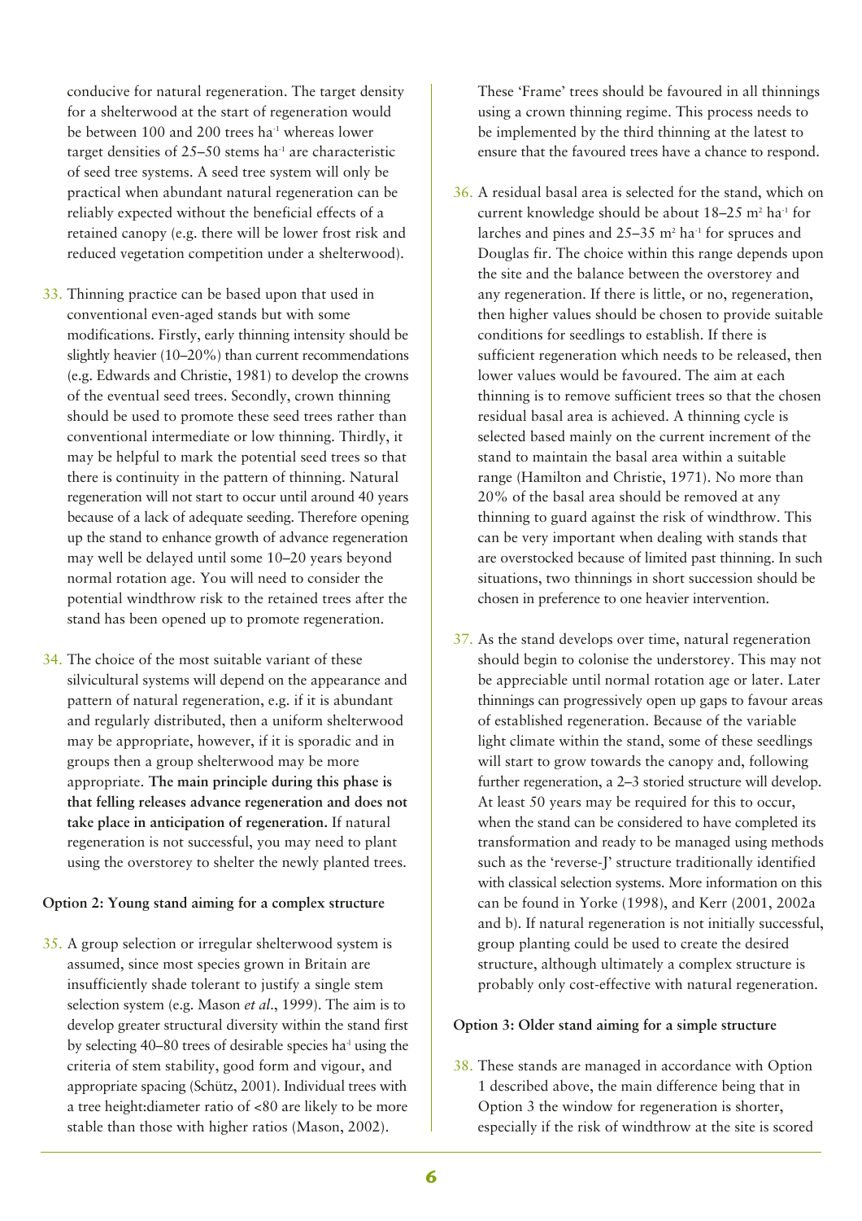conducive for natural regeneration. The target density for a shelterwood at the start of regeneration would be between 100 and 200 trees ha$^{-1}$ whereas lower target densities of 25–50 stems ha$^{-1}$ are characteristic of seed tree systems. A seed tree system will only be practical when abundant natural regeneration can be reliably expected without the beneficial effects of a retained canopy (e.g. there will be lower frost risk and reduced vegetation competition under a shelterwood).

33. Thinning practice can be based upon that used in conventional even-aged stands but with some modifications. Firstly, early thinning intensity should be slightly heavier (10–20%) than current recommendations (e.g. Edwards and Christie, 1981) to develop the crowns of the eventual seed trees. Secondly, crown thinning should be used to promote these seed trees rather than conventional intermediate or low thinning. Thirdly, it may be helpful to mark the potential seed trees so that there is continuity in the pattern of thinning. Natural regeneration will not start to occur until around 40 years because of a lack of adequate seeding. Therefore opening up the stand to enhance growth of advance regeneration may well be delayed until some 10–20 years beyond normal rotation age. You will need to consider the potential windthrow risk to the retained trees after the stand has been opened up to promote regeneration.

34. The choice of the most suitable variant of these silvicultural systems will depend on the appearance and pattern of natural regeneration, e.g. if it is abundant and regularly distributed, then a uniform shelterwood may be appropriate, however, if it is sporadic and in groups then a group shelterwood may be more appropriate. **The main principle during this phase is that felling releases advance regeneration and does not take place in anticipation of regeneration.** If natural regeneration is not successful, you may need to plant using the overstorey to shelter the newly planted trees.

**Option 2: Young stand aiming for a complex structure**

35. A group selection or irregular shelterwood system is assumed, since most species grown in Britain are insufficiently shade tolerant to justify a single stem selection system (e.g. Mason *et al*., 1999). The aim is to develop greater structural diversity within the stand first by selecting 40–80 trees of desirable species ha$^{-1}$ using the criteria of stem stability, good form and vigour, and appropriate spacing (Schütz, 2001). Individual trees with a tree height:diameter ratio of <80 are likely to be more stable than those with higher ratios (Mason, 2002). These 'Frame' trees should be favoured in all thinnings using a crown thinning regime. This process needs to be implemented by the third thinning at the latest to ensure that the favoured trees have a chance to respond.

36. A residual basal area is selected for the stand, which on current knowledge should be about 18–25 m$^2$ ha$^{-1}$ for larches and pines and 25–35 m$^2$ ha$^{-1}$ for spruces and Douglas fir. The choice within this range depends upon the site and the balance between the overstorey and any regeneration. If there is little, or no, regeneration, then higher values should be chosen to provide suitable conditions for seedlings to establish. If there is sufficient regeneration which needs to be released, then lower values would be favoured. The aim at each thinning is to remove sufficient trees so that the chosen residual basal area is achieved. A thinning cycle is selected based mainly on the current increment of the stand to maintain the basal area within a suitable range (Hamilton and Christie, 1971). No more than 20% of the basal area should be removed at any thinning to guard against the risk of windthrow. This can be very important when dealing with stands that are overstocked because of limited past thinning. In such situations, two thinnings in short succession should be chosen in preference to one heavier intervention.

37. As the stand develops over time, natural regeneration should begin to colonise the understorey. This may not be appreciable until normal rotation age or later. Later thinnings can progressively open up gaps to favour areas of established regeneration. Because of the variable light climate within the stand, some of these seedlings will start to grow towards the canopy and, following further regeneration, a 2–3 storied structure will develop. At least 50 years may be required for this to occur, when the stand can be considered to have completed its transformation and ready to be managed using methods such as the 'reverse-J' structure traditionally identified with classical selection systems. More information on this can be found in Yorke (1998), and Kerr (2001, 2002a and b). If natural regeneration is not initially successful, group planting could be used to create the desired structure, although ultimately a complex structure is probably only cost-effective with natural regeneration.

**Option 3: Older stand aiming for a simple structure**

38. These stands are managed in accordance with Option 1 described above, the main difference being that in Option 3 the window for regeneration is shorter, especially if the risk of windthrow at the site is scored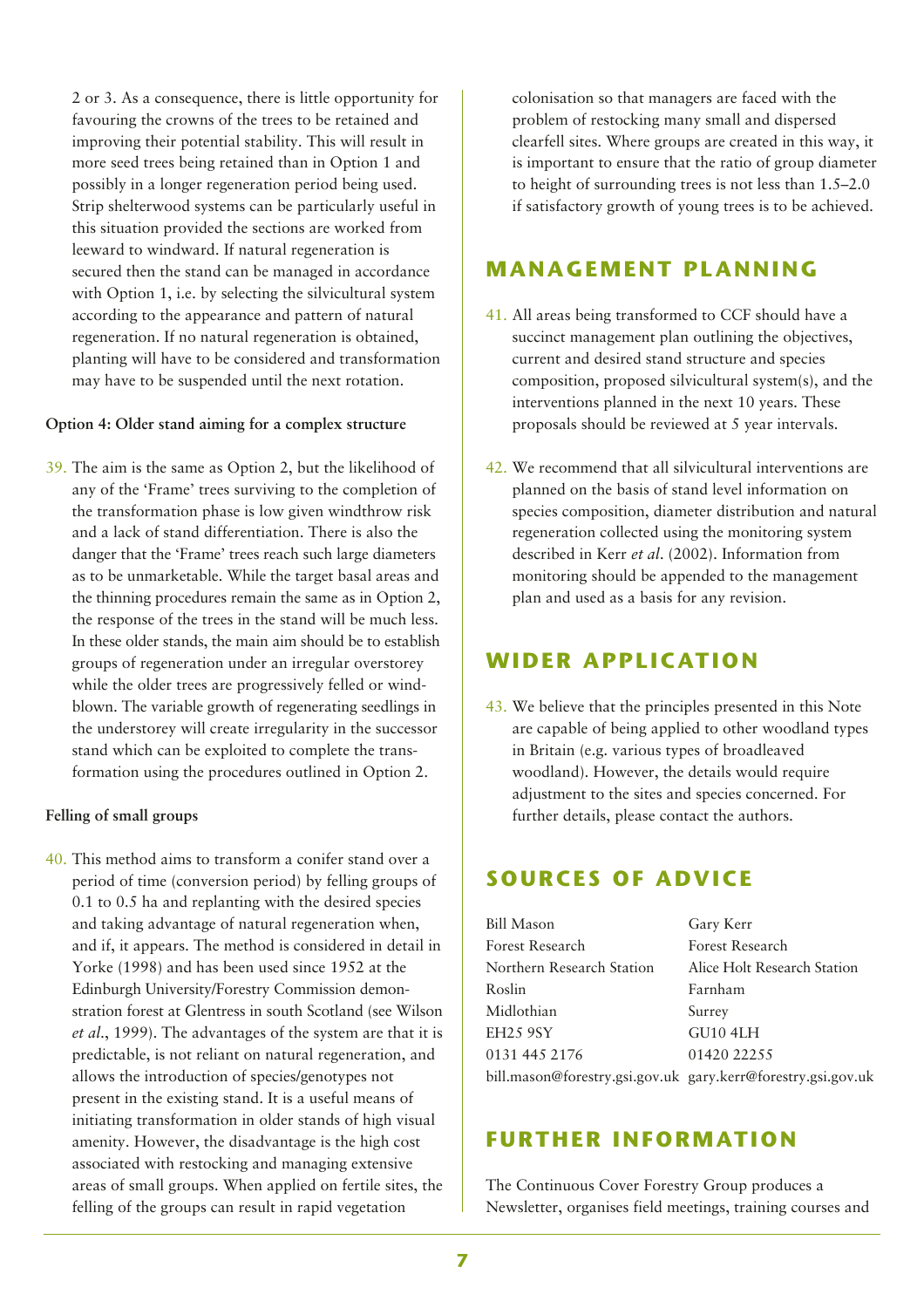2 or 3. As a consequence, there is little opportunity for favouring the crowns of the trees to be retained and improving their potential stability. This will result in more seed trees being retained than in Option 1 and possibly in a longer regeneration period being used. Strip shelterwood systems can be particularly useful in this situation provided the sections are worked from leeward to windward. If natural regeneration is secured then the stand can be managed in accordance with Option 1, i.e. by selecting the silvicultural system according to the appearance and pattern of natural regeneration. If no natural regeneration is obtained, planting will have to be considered and transformation may have to be suspended until the next rotation.

**Option 4: Older stand aiming for a complex structure**

39. The aim is the same as Option 2, but the likelihood of any of the 'Frame' trees surviving to the completion of the transformation phase is low given windthrow risk and a lack of stand differentiation. There is also the danger that the 'Frame' trees reach such large diameters as to be unmarketable. While the target basal areas and the thinning procedures remain the same as in Option 2, the response of the trees in the stand will be much less. In these older stands, the main aim should be to establish groups of regeneration under an irregular overstorey while the older trees are progressively felled or windblown. The variable growth of regenerating seedlings in the understorey will create irregularity in the successor stand which can be exploited to complete the transformation using the procedures outlined in Option 2.

**Felling of small groups**

40. This method aims to transform a conifer stand over a period of time (conversion period) by felling groups of 0.1 to 0.5 ha and replanting with the desired species and taking advantage of natural regeneration when, and if, it appears. The method is considered in detail in Yorke (1998) and has been used since 1952 at the Edinburgh University/Forestry Commission demonstration forest at Glentress in south Scotland (see Wilson *et al.*, 1999). The advantages of the system are that it is predictable, is not reliant on natural regeneration, and allows the introduction of species/genotypes not present in the existing stand. It is a useful means of initiating transformation in older stands of high visual amenity. However, the disadvantage is the high cost associated with restocking and managing extensive areas of small groups. When applied on fertile sites, the felling of the groups can result in rapid vegetation colonisation so that managers are faced with the problem of restocking many small and dispersed clearfell sites. Where groups are created in this way, it is important to ensure that the ratio of group diameter to height of surrounding trees is not less than 1.5–2.0 if satisfactory growth of young trees is to be achieved.

## MANAGEMENT PLANNING

41. All areas being transformed to CCF should have a succinct management plan outlining the objectives, current and desired stand structure and species composition, proposed silvicultural system(s), and the interventions planned in the next 10 years. These proposals should be reviewed at 5 year intervals.

42. We recommend that all silvicultural interventions are planned on the basis of stand level information on species composition, diameter distribution and natural regeneration collected using the monitoring system described in Kerr *et al.* (2002). Information from monitoring should be appended to the management plan and used as a basis for any revision.

## WIDER APPLICATION

43. We believe that the principles presented in this Note are capable of being applied to other woodland types in Britain (e.g. various types of broadleaved woodland). However, the details would require adjustment to the sites and species concerned. For further details, please contact the authors.

## SOURCES OF ADVICE

Bill Mason
Forest Research
Northern Research Station
Roslin
Midlothian
EH25 9SY
0131 445 2176
bill.mason@forestry.gsi.gov.uk

Gary Kerr
Forest Research
Alice Holt Research Station
Farnham
Surrey
GU10 4LH
01420 22255
gary.kerr@forestry.gsi.gov.uk

## FURTHER INFORMATION

The Continuous Cover Forestry Group produces a Newsletter, organises field meetings, training courses and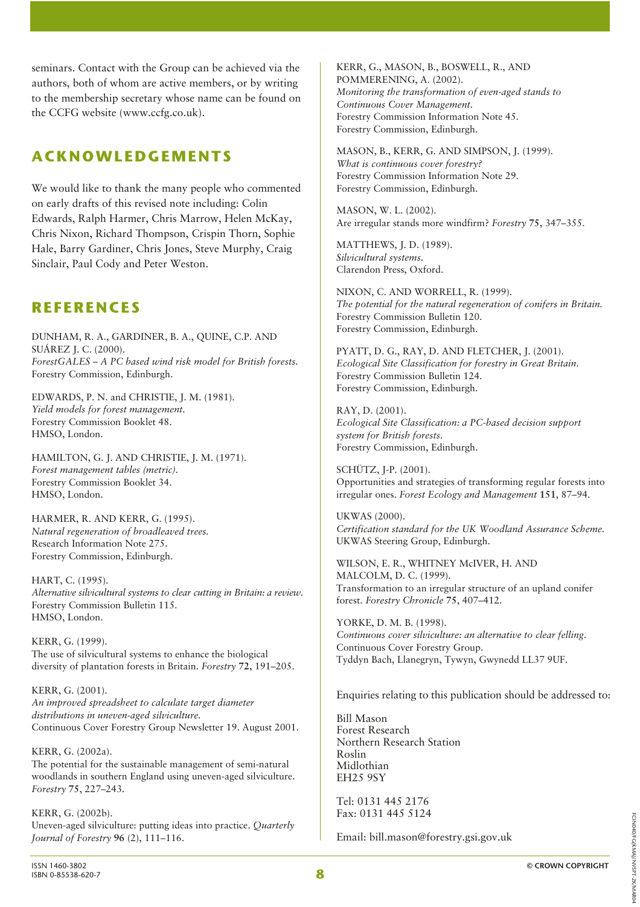seminars. Contact with the Group can be achieved via the authors, both of whom are active members, or by writing to the membership secretary whose name can be found on the CCFG website (www.ccfg.co.uk).

## ACKNOWLEDGEMENTS

We would like to thank the many people who commented on early drafts of this revised note including: Colin Edwards, Ralph Harmer, Chris Marrow, Helen McKay, Chris Nixon, Richard Thompson, Crispin Thorn, Sophie Hale, Barry Gardiner, Chris Jones, Steve Murphy, Craig Sinclair, Paul Cody and Peter Weston.

## REFERENCES

DUNHAM, R. A., GARDINER, B. A., QUINE, C.P. AND SUÁREZ J. C. (2000).
*ForestGALES – A PC based wind risk model for British forests.*
Forestry Commission, Edinburgh.

EDWARDS, P. N. and CHRISTIE, J. M. (1981).
*Yield models for forest management.*
Forestry Commission Booklet 48.
HMSO, London.

HAMILTON, G. J. AND CHRISTIE, J. M. (1971).
*Forest management tables (metric).*
Forestry Commission Booklet 34.
HMSO, London.

HARMER, R. AND KERR, G. (1995).
*Natural regeneration of broadleaved trees.*
Research Information Note 275.
Forestry Commission, Edinburgh.

HART, C. (1995).
*Alternative silvicultural systems to clear cutting in Britain: a review.*
Forestry Commission Bulletin 115.
HMSO, London.

KERR, G. (1999).
The use of silvicultural systems to enhance the biological diversity of plantation forests in Britain. *Forestry* **72**, 191–205.

KERR, G. (2001).
*An improved spreadsheet to calculate target diameter distributions in uneven-aged silviculture.*
Continuous Cover Forestry Group Newsletter 19. August 2001.

KERR, G. (2002a).
The potential for the sustainable management of semi-natural woodlands in southern England using uneven-aged silviculture. *Forestry* **75**, 227–243.

KERR, G. (2002b).
Uneven-aged silviculture: putting ideas into practice. *Quarterly Journal of Forestry* **96** (2), 111–116.

KERR, G., MASON, B., BOSWELL, R., AND POMMERENING, A. (2002).
*Monitoring the transformation of even-aged stands to Continuous Cover Management.*
Forestry Commission Information Note 45.
Forestry Commission, Edinburgh.

MASON, B., KERR, G. AND SIMPSON, J. (1999).
*What is continuous cover forestry?*
Forestry Commission Information Note 29.
Forestry Commission, Edinburgh.

MASON, W. L. (2002).
Are irregular stands more windfirm? *Forestry* **75**, 347–355.

MATTHEWS, J. D. (1989).
*Silvicultural systems.*
Clarendon Press, Oxford.

NIXON, C. AND WORRELL, R. (1999).
*The potential for the natural regeneration of conifers in Britain.*
Forestry Commission Bulletin 120.
Forestry Commission, Edinburgh.

PYATT, D. G., RAY, D. AND FLETCHER, J. (2001).
*Ecological Site Classification for forestry in Great Britain.*
Forestry Commission Bulletin 124.
Forestry Commission, Edinburgh.

RAY, D. (2001).
*Ecological Site Classification: a PC-based decision support system for British forests.*
Forestry Commission, Edinburgh.

SCHÜTZ, J-P. (2001).
Opportunities and strategies of transforming regular forests into irregular ones. *Forest Ecology and Management* **151**, 87–94.

UKWAS (2000).
*Certification standard for the UK Woodland Assurance Scheme.*
UKWAS Steering Group, Edinburgh.

WILSON, E. R., WHITNEY McIVER, H. AND MALCOLM, D. C. (1999).
Transformation to an irregular structure of an upland conifer forest. *Forestry Chronicle* **75**, 407–412.

YORKE, D. M. B. (1998).
*Continuous cover silviculture: an alternative to clear felling.*
Continuous Cover Forestry Group.
Tyddyn Bach, Llanegryn, Tywyn, Gwynedd LL37 9UF.

Enquiries relating to this publication should be addressed to:

Bill Mason
Forest Research
Northern Research Station
Roslin
Midlothian
EH25 9SY

Tel: 0131 445 2176
Fax: 0131 445 5124

Email: bill.mason@forestry.gsi.gov.uk

ISSN 1460-3802
ISBN 0-85538-620-7

© CROWN COPYRIGHT

FCIN040/FC(KMA)/NVSPT-2K/MAR04